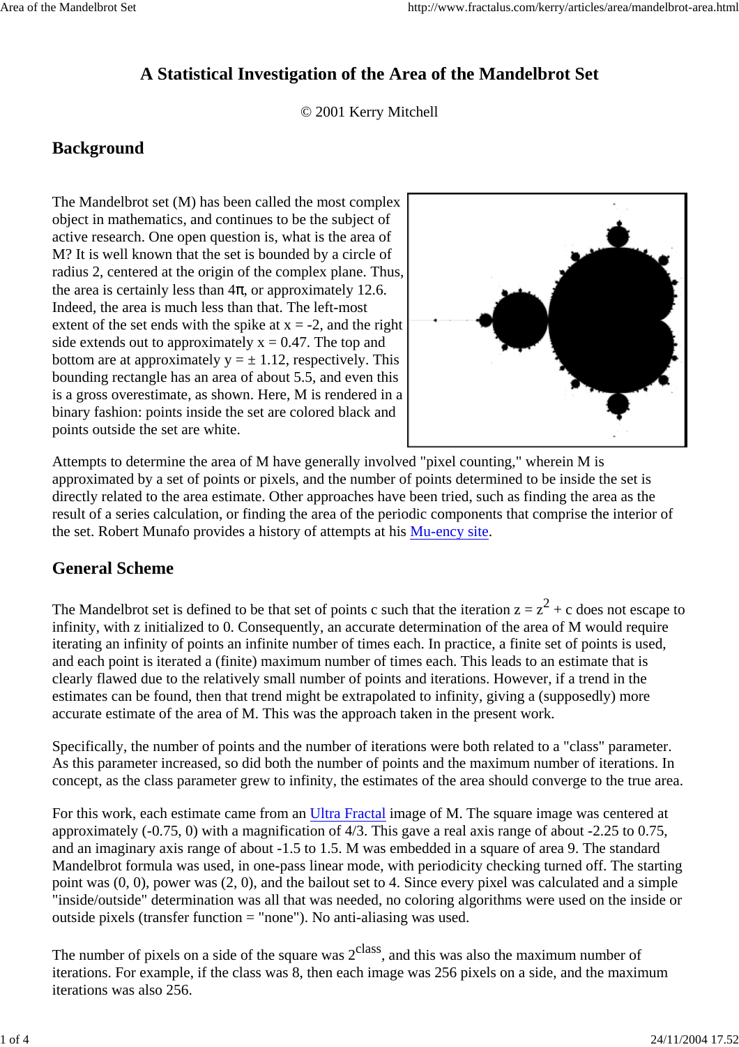# A Statistical Investigation of the Area of the Mandelbrot Set

© 2001 Kerry Mitchell

## Background

The Mandelbrot set (M) has been called the most complex object in mathematics, and continues to be the subject of active research. One open question is, what is the area of M? It is well known that the set is bounded by a circle of radius 2, centered at the origin of the complex plane. Thus, the area is certainly less than $4\pi$, or approximately 12.6. Indeed, the area is much less than that. The left-most extent of the set ends with the spike at $x = -2$, and the right side extends out to approximately $x = 0.47$. The top and bottom are at approximately $y = \pm 1.12$, respectively. This bounding rectangle has an area of about 5.5, and even this is a gross overestimate, as shown. Here, M is rendered in a binary fashion: points inside the set are colored black and points outside the set are white.

Attempts to determine the area of M have generally involved "pixel counting," wherein M is approximated by a set of points or pixels, and the number of points determined to be inside the set is directly related to the area estimate. Other approaches have been tried, such as finding the area as the result of a series calculation, or finding the area of the periodic components that comprise the interior of the set. Robert Munafo provides a history of attempts at his Mu-ency site.

## General Scheme

The Mandelbrot set is defined to be that set of points c such that the iteration $z = z^2 + c$ does not escape to infinity, with z initialized to 0. Consequently, an accurate determination of the area of M would require iterating an infinity of points an infinite number of times each. In practice, a finite set of points is used, and each point is iterated a (finite) maximum number of times each. This leads to an estimate that is clearly flawed due to the relatively small number of points and iterations. However, if a trend in the estimates can be found, then that trend might be extrapolated to infinity, giving a (supposedly) more accurate estimate of the area of M. This was the approach taken in the present work.

Specifically, the number of points and the number of iterations were both related to a "class" parameter. As this parameter increased, so did both the number of points and the maximum number of iterations. In concept, as the class parameter grew to infinity, the estimates of the area should converge to the true area.

For this work, each estimate came from an Ultra Fractal image of M. The square image was centered at approximately (-0.75, 0) with a magnification of 4/3. This gave a real axis range of about -2.25 to 0.75, and an imaginary axis range of about -1.5 to 1.5. M was embedded in a square of area 9. The standard Mandelbrot formula was used, in one-pass linear mode, with periodicity checking turned off. The starting point was (0, 0), power was (2, 0), and the bailout set to 4. Since every pixel was calculated and a simple "inside/outside" determination was all that was needed, no coloring algorithms were used on the inside or outside pixels (transfer function = "none"). No anti-aliasing was used.

The number of pixels on a side of the square was $2^{\text{class}}$, and this was also the maximum number of iterations. For example, if the class was 8, then each image was 256 pixels on a side, and the maximum iterations was also 256.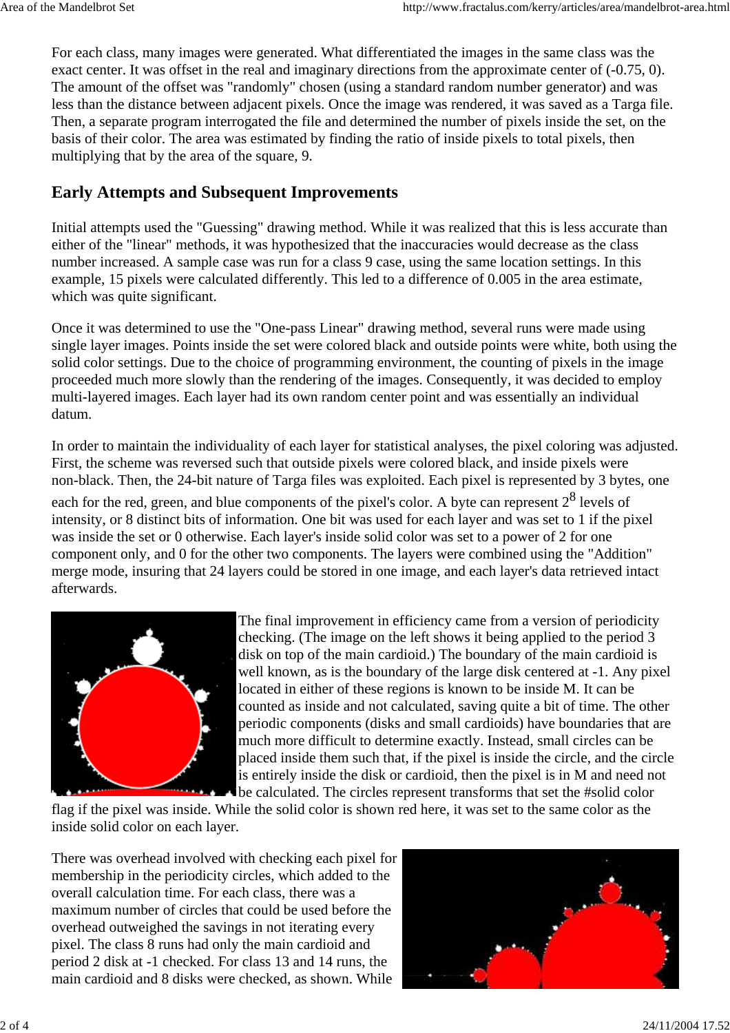For each class, many images were generated. What differentiated the images in the same class was the exact center. It was offset in the real and imaginary directions from the approximate center of (-0.75, 0). The amount of the offset was "randomly" chosen (using a standard random number generator) and was less than the distance between adjacent pixels. Once the image was rendered, it was saved as a Targa file. Then, a separate program interrogated the file and determined the number of pixels inside the set, on the basis of their color. The area was estimated by finding the ratio of inside pixels to total pixels, then multiplying that by the area of the square, 9.

## Early Attempts and Subsequent Improvements

Initial attempts used the "Guessing" drawing method. While it was realized that this is less accurate than either of the "linear" methods, it was hypothesized that the inaccuracies would decrease as the class number increased. A sample case was run for a class 9 case, using the same location settings. In this example, 15 pixels were calculated differently. This led to a difference of 0.005 in the area estimate, which was quite significant.

Once it was determined to use the "One-pass Linear" drawing method, several runs were made using single layer images. Points inside the set were colored black and outside points were white, both using the solid color settings. Due to the choice of programming environment, the counting of pixels in the image proceeded much more slowly than the rendering of the images. Consequently, it was decided to employ multi-layered images. Each layer had its own random center point and was essentially an individual datum.

In order to maintain the individuality of each layer for statistical analyses, the pixel coloring was adjusted. First, the scheme was reversed such that outside pixels were colored black, and inside pixels were non-black. Then, the 24-bit nature of Targa files was exploited. Each pixel is represented by 3 bytes, one each for the red, green, and blue components of the pixel's color. A byte can represent $2^8$ levels of intensity, or 8 distinct bits of information. One bit was used for each layer and was set to 1 if the pixel was inside the set or 0 otherwise. Each layer's inside solid color was set to a power of 2 for one component only, and 0 for the other two components. The layers were combined using the "Addition" merge mode, insuring that 24 layers could be stored in one image, and each layer's data retrieved intact afterwards.

The final improvement in efficiency came from a version of periodicity checking. (The image on the left shows it being applied to the period 3 disk on top of the main cardioid.) The boundary of the main cardioid is well known, as is the boundary of the large disk centered at -1. Any pixel located in either of these regions is known to be inside M. It can be counted as inside and not calculated, saving quite a bit of time. The other periodic components (disks and small cardioids) have boundaries that are much more difficult to determine exactly. Instead, small circles can be placed inside them such that, if the pixel is inside the circle, and the circle is entirely inside the disk or cardioid, then the pixel is in M and need not be calculated. The circles represent transforms that set the #solid color flag if the pixel was inside. While the solid color is shown red here, it was set to the same color as the inside solid color on each layer.

There was overhead involved with checking each pixel for membership in the periodicity circles, which added to the overall calculation time. For each class, there was a maximum number of circles that could be used before the overhead outweighed the savings in not iterating every pixel. The class 8 runs had only the main cardioid and period 2 disk at -1 checked. For class 13 and 14 runs, the main cardioid and 8 disks were checked, as shown. While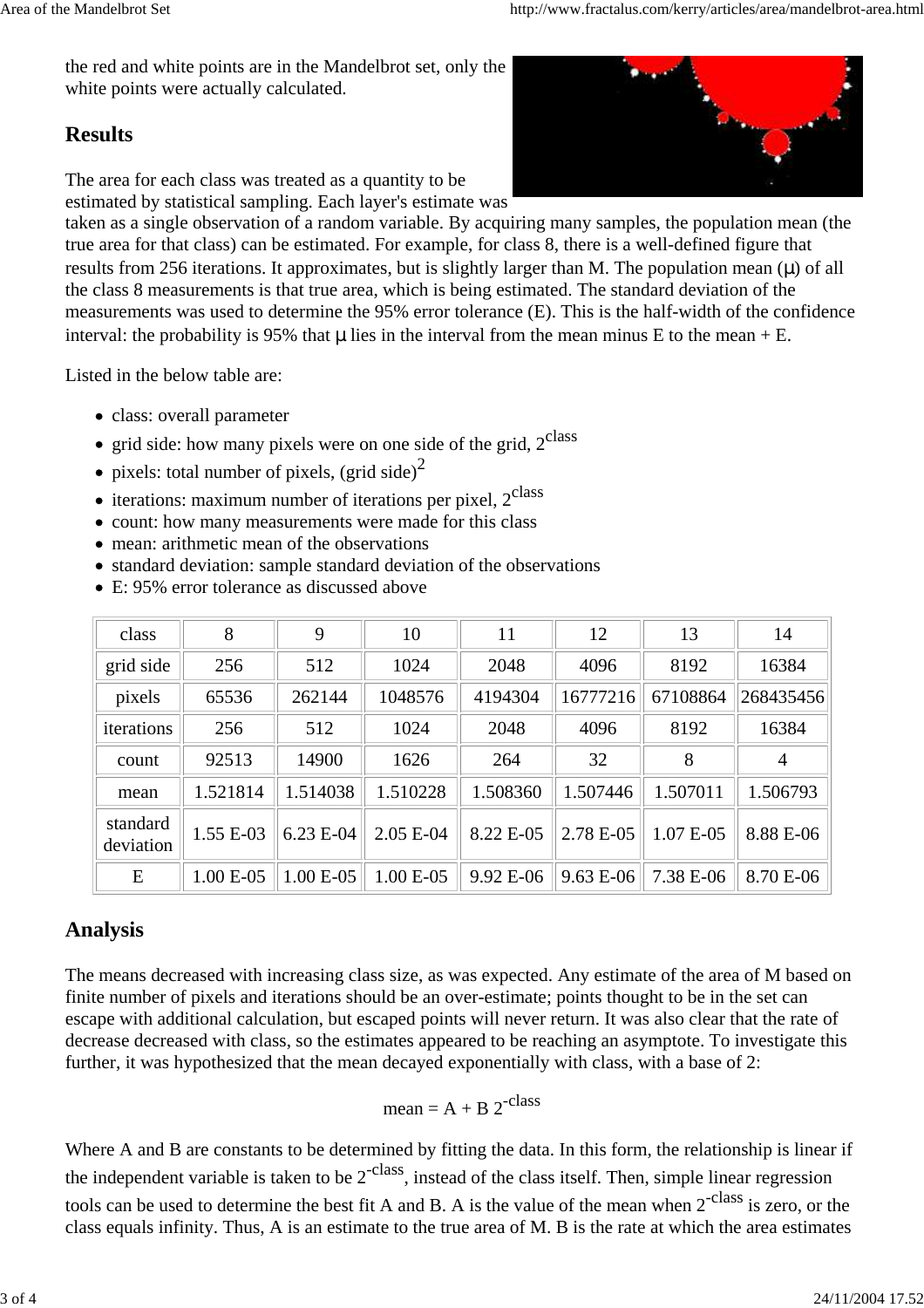the red and white points are in the Mandelbrot set, only the white points were actually calculated.

## Results

The area for each class was treated as a quantity to be estimated by statistical sampling. Each layer's estimate was taken as a single observation of a random variable. By acquiring many samples, the population mean (the true area for that class) can be estimated. For example, for class 8, there is a well-defined figure that results from 256 iterations. It approximates, but is slightly larger than M. The population mean ($\mu$) of all the class 8 measurements is that true area, which is being estimated. The standard deviation of the measurements was used to determine the 95% error tolerance (E). This is the half-width of the confidence interval: the probability is 95% that $\mu$ lies in the interval from the mean minus E to the mean + E.

Listed in the below table are:

- class: overall parameter
- grid side: how many pixels were on one side of the grid, $2^{class}$
- pixels: total number of pixels, $(\text{grid side})^2$
- iterations: maximum number of iterations per pixel, $2^{class}$
- count: how many measurements were made for this class
- mean: arithmetic mean of the observations
- standard deviation: sample standard deviation of the observations
- E: 95% error tolerance as discussed above

| class | 8 | 9 | 10 | 11 | 12 | 13 | 14 |
|---|---|---|---|---|---|---|---|
| grid side | 256 | 512 | 1024 | 2048 | 4096 | 8192 | 16384 |
| pixels | 65536 | 262144 | 1048576 | 4194304 | 16777216 | 67108864 | 268435456 |
| iterations | 256 | 512 | 1024 | 2048 | 4096 | 8192 | 16384 |
| count | 92513 | 14900 | 1626 | 264 | 32 | 8 | 4 |
| mean | 1.521814 | 1.514038 | 1.510228 | 1.508360 | 1.507446 | 1.507011 | 1.506793 |
| standard deviation | 1.55 E-03 | 6.23 E-04 | 2.05 E-04 | 8.22 E-05 | 2.78 E-05 | 1.07 E-05 | 8.88 E-06 |
| E | 1.00 E-05 | 1.00 E-05 | 1.00 E-05 | 9.92 E-06 | 9.63 E-06 | 7.38 E-06 | 8.70 E-06 |

## Analysis

The means decreased with increasing class size, as was expected. Any estimate of the area of M based on finite number of pixels and iterations should be an over-estimate; points thought to be in the set can escape with additional calculation, but escaped points will never return. It was also clear that the rate of decrease decreased with class, so the estimates appeared to be reaching an asymptote. To investigate this further, it was hypothesized that the mean decayed exponentially with class, with a base of 2:

$$\text{mean} = A + B\,2^{-\text{class}}$$

Where A and B are constants to be determined by fitting the data. In this form, the relationship is linear if the independent variable is taken to be $2^{-\text{class}}$, instead of the class itself. Then, simple linear regression tools can be used to determine the best fit A and B. A is the value of the mean when $2^{-\text{class}}$ is zero, or the class equals infinity. Thus, A is an estimate to the true area of M. B is the rate at which the area estimates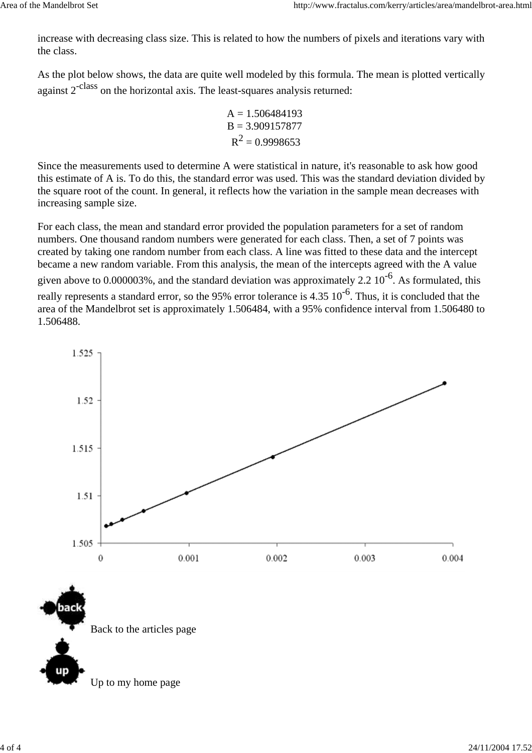increase with decreasing class size. This is related to how the numbers of pixels and iterations vary with the class.

As the plot below shows, the data are quite well modeled by this formula. The mean is plotted vertically against $2^{-class}$ on the horizontal axis. The least-squares analysis returned:

$$A = 1.506484193$$
$$B = 3.909157877$$
$$R^2 = 0.9998653$$

Since the measurements used to determine A were statistical in nature, it's reasonable to ask how good this estimate of A is. To do this, the standard error was used. This was the standard deviation divided by the square root of the count. In general, it reflects how the variation in the sample mean decreases with increasing sample size.

For each class, the mean and standard error provided the population parameters for a set of random numbers. One thousand random numbers were generated for each class. Then, a set of 7 points was created by taking one random number from each class. A line was fitted to these data and the intercept became a new random variable. From this analysis, the mean of the intercepts agreed with the A value given above to 0.000003%, and the standard deviation was approximately $2.2\ 10^{-6}$. As formulated, this really represents a standard error, so the 95% error tolerance is $4.35\ 10^{-6}$. Thus, it is concluded that the area of the Mandelbrot set is approximately 1.506484, with a 95% confidence interval from 1.506480 to 1.506488.

1.525
1.52
1.515
1.51
1.505
0
0.001
0.002
0.003
0.004

Back to the articles page

Up to my home page